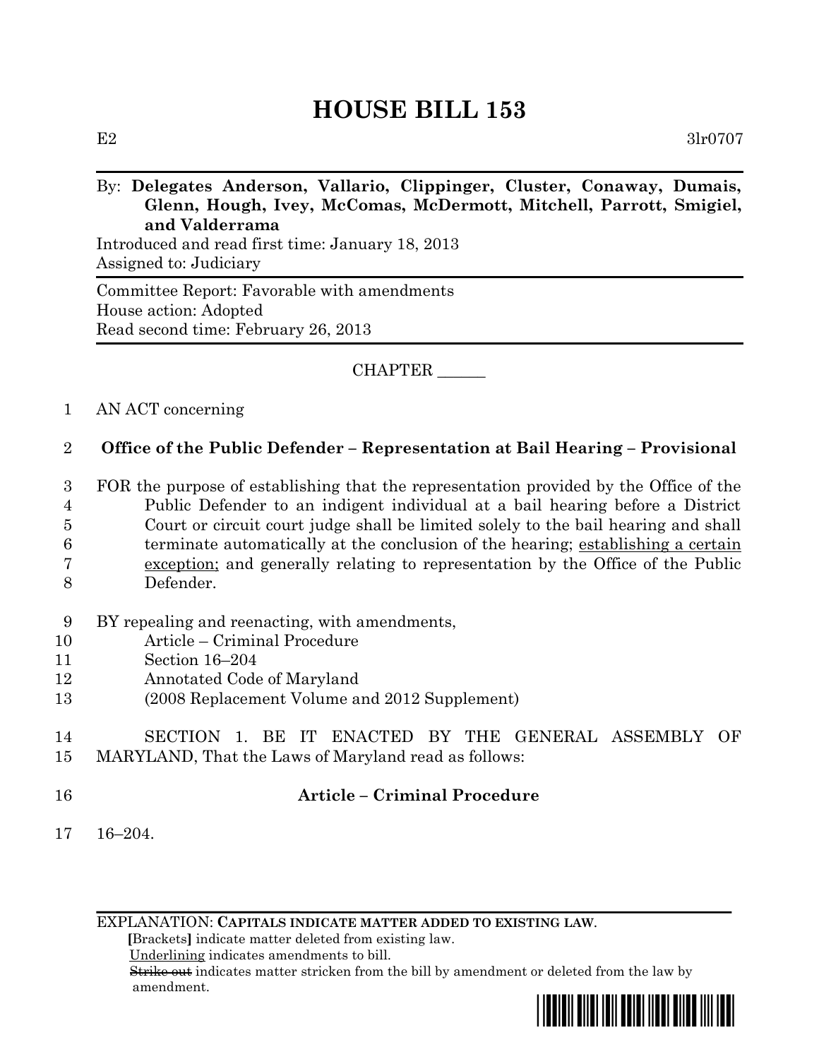# HOUSE BILL 153

E2 3lr0707

By: **Delegates Anderson, Vallario, Clippinger, Cluster, Conaway, Dumais, Glenn, Hough, Ivey, McComas, McDermott, Mitchell, Parrott, Smigiel, and Valderrama**

Introduced and read first time: January 18, 2013
Assigned to: Judiciary

Committee Report: Favorable with amendments
House action: Adopted
Read second time: February 26, 2013

CHAPTER ______

1 AN ACT concerning

2 **Office of the Public Defender – Representation at Bail Hearing – Provisional**

3 FOR the purpose of establishing that the representation provided by the Office of the
4 Public Defender to an indigent individual at a bail hearing before a District
5 Court or circuit court judge shall be limited solely to the bail hearing and shall
6 terminate automatically at the conclusion of the hearing; <u>establishing a certain</u>
7 <u>exception;</u> and generally relating to representation by the Office of the Public
8 Defender.

9 BY repealing and reenacting, with amendments,
10 Article – Criminal Procedure
11 Section 16–204
12 Annotated Code of Maryland
13 (2008 Replacement Volume and 2012 Supplement)

14 SECTION 1. BE IT ENACTED BY THE GENERAL ASSEMBLY OF
15 MARYLAND, That the Laws of Maryland read as follows:

16 **Article – Criminal Procedure**

17 16–204.

EXPLANATION: **CAPITALS INDICATE MATTER ADDED TO EXISTING LAW.**
**[**Brackets**]** indicate matter deleted from existing law.
<u>Underlining</u> indicates amendments to bill.
~~Strike out~~ indicates matter stricken from the bill by amendment or deleted from the law by amendment.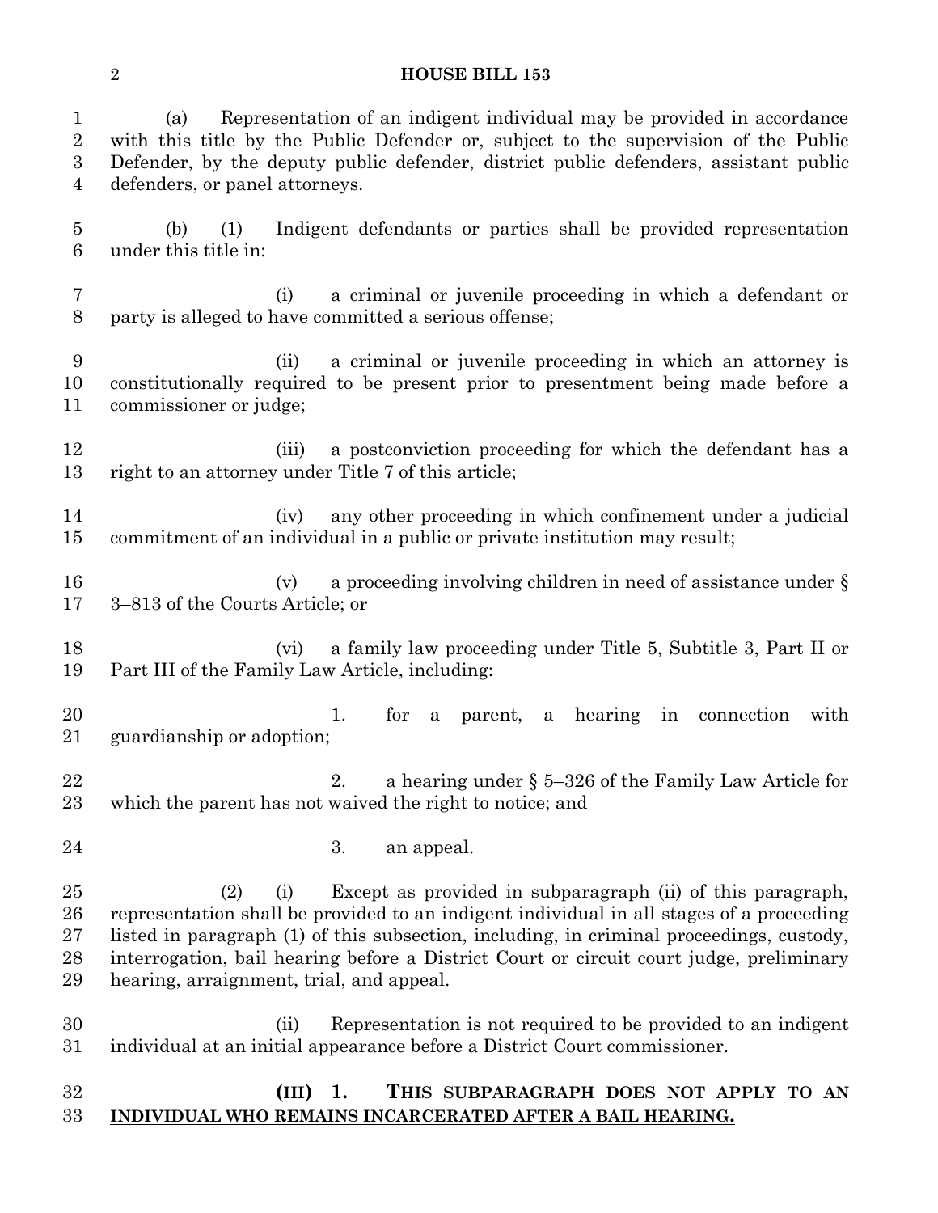(a) Representation of an indigent individual may be provided in accordance with this title by the Public Defender or, subject to the supervision of the Public Defender, by the deputy public defender, district public defenders, assistant public defenders, or panel attorneys.

(b) (1) Indigent defendants or parties shall be provided representation under this title in:

(i) a criminal or juvenile proceeding in which a defendant or party is alleged to have committed a serious offense;

(ii) a criminal or juvenile proceeding in which an attorney is constitutionally required to be present prior to presentment being made before a commissioner or judge;

(iii) a postconviction proceeding for which the defendant has a right to an attorney under Title 7 of this article;

(iv) any other proceeding in which confinement under a judicial commitment of an individual in a public or private institution may result;

(v) a proceeding involving children in need of assistance under § 3–813 of the Courts Article; or

(vi) a family law proceeding under Title 5, Subtitle 3, Part II or Part III of the Family Law Article, including:

1. for a parent, a hearing in connection with guardianship or adoption;

2. a hearing under § 5–326 of the Family Law Article for which the parent has not waived the right to notice; and

3. an appeal.

(2) (i) Except as provided in subparagraph (ii) of this paragraph, representation shall be provided to an indigent individual in all stages of a proceeding listed in paragraph (1) of this subsection, including, in criminal proceedings, custody, interrogation, bail hearing before a District Court or circuit court judge, preliminary hearing, arraignment, trial, and appeal.

(ii) Representation is not required to be provided to an indigent individual at an initial appearance before a District Court commissioner.

**(III)** <u>**1.**</u> <u>**THIS SUBPARAGRAPH DOES NOT APPLY TO AN INDIVIDUAL WHO REMAINS INCARCERATED AFTER A BAIL HEARING.**</u>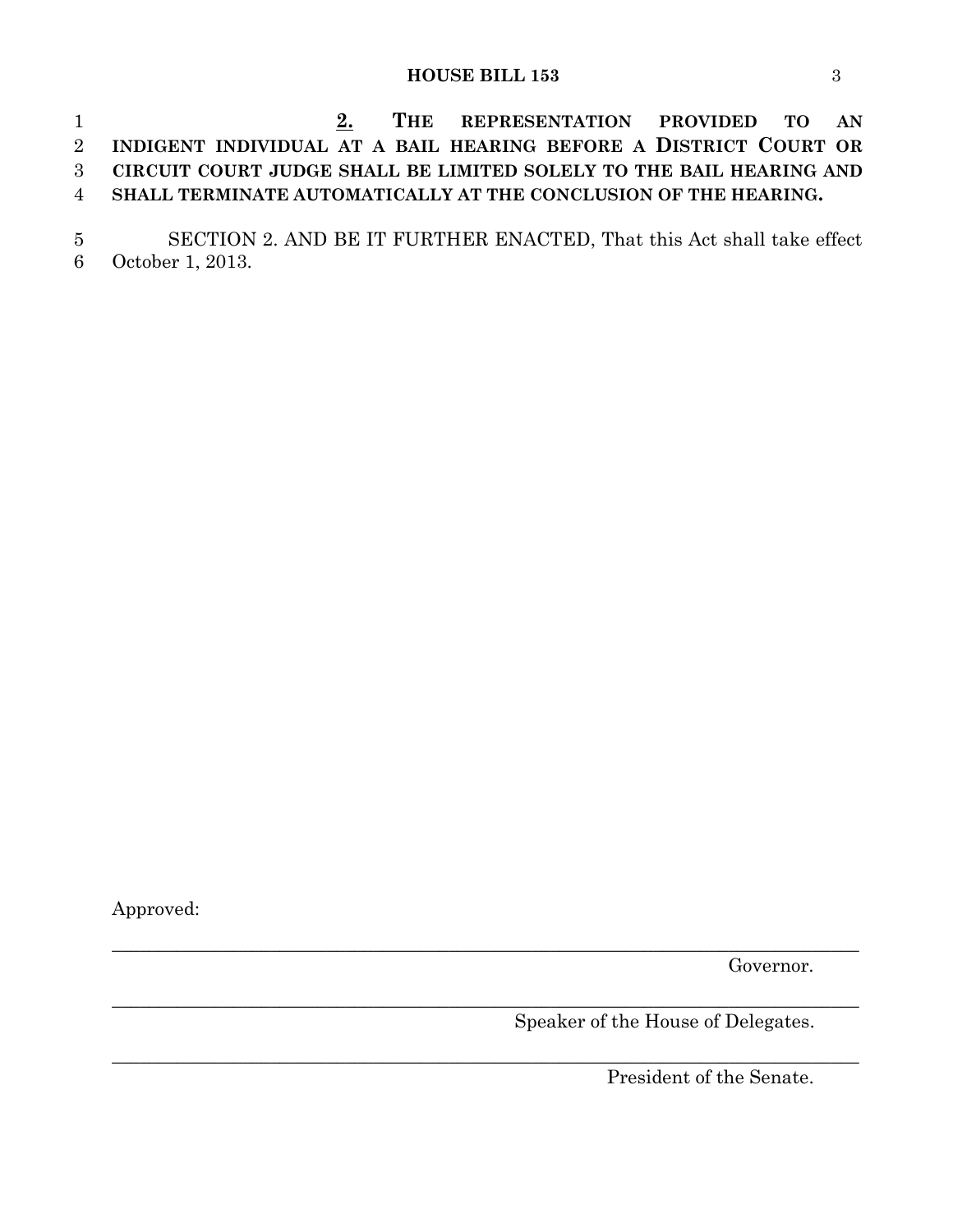**2. THE REPRESENTATION PROVIDED TO AN INDIGENT INDIVIDUAL AT A BAIL HEARING BEFORE A DISTRICT COURT OR CIRCUIT COURT JUDGE SHALL BE LIMITED SOLELY TO THE BAIL HEARING AND SHALL TERMINATE AUTOMATICALLY AT THE CONCLUSION OF THE HEARING.**

SECTION 2. AND BE IT FURTHER ENACTED, That this Act shall take effect October 1, 2013.

Approved:

\_\_\_\_\_\_\_\_\_\_\_\_\_\_\_\_\_\_\_\_\_\_\_\_\_\_\_\_\_\_\_\_\_\_\_\_\_\_\_\_\_\_\_\_\_\_\_\_\_\_\_\_\_\_\_\_\_\_\_\_\_\_\_\_\_\_

Governor.

\_\_\_\_\_\_\_\_\_\_\_\_\_\_\_\_\_\_\_\_\_\_\_\_\_\_\_\_\_\_\_\_\_\_\_\_\_\_\_\_\_\_\_\_\_\_\_\_\_\_\_\_\_\_\_\_\_\_\_\_\_\_\_\_\_\_

Speaker of the House of Delegates.

\_\_\_\_\_\_\_\_\_\_\_\_\_\_\_\_\_\_\_\_\_\_\_\_\_\_\_\_\_\_\_\_\_\_\_\_\_\_\_\_\_\_\_\_\_\_\_\_\_\_\_\_\_\_\_\_\_\_\_\_\_\_\_\_\_\_

President of the Senate.